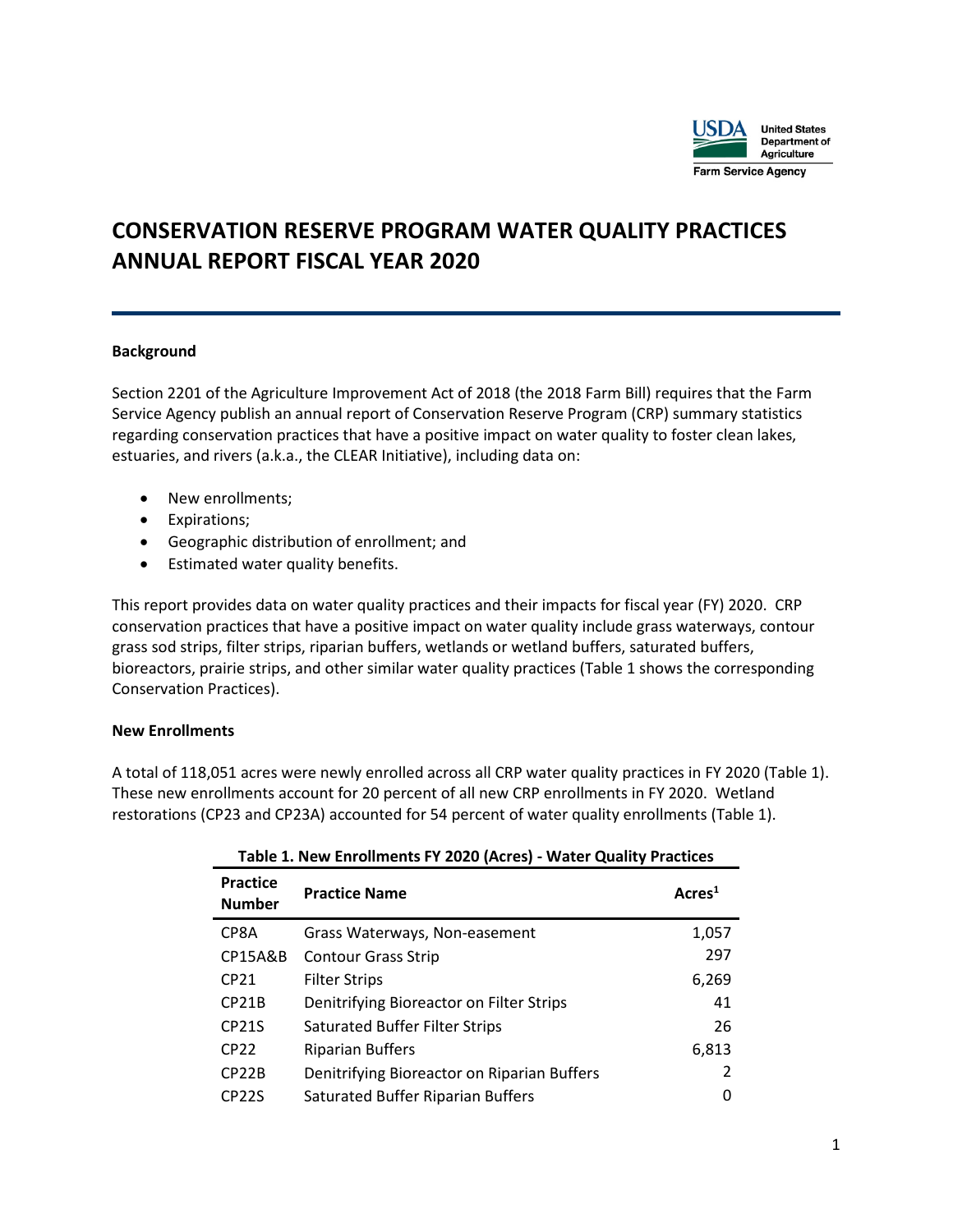# CONSERVATION RESERVE PROGRAM WATER QUALITY PRACTICES ANNUAL REPORT FISCAL YEAR 2020

**Background**

Section 2201 of the Agriculture Improvement Act of 2018 (the 2018 Farm Bill) requires that the Farm Service Agency publish an annual report of Conservation Reserve Program (CRP) summary statistics regarding conservation practices that have a positive impact on water quality to foster clean lakes, estuaries, and rivers (a.k.a., the CLEAR Initiative), including data on:

- New enrollments;
- Expirations;
- Geographic distribution of enrollment; and
- Estimated water quality benefits.

This report provides data on water quality practices and their impacts for fiscal year (FY) 2020. CRP conservation practices that have a positive impact on water quality include grass waterways, contour grass sod strips, filter strips, riparian buffers, wetlands or wetland buffers, saturated buffers, bioreactors, prairie strips, and other similar water quality practices (Table 1 shows the corresponding Conservation Practices).

**New Enrollments**

A total of 118,051 acres were newly enrolled across all CRP water quality practices in FY 2020 (Table 1). These new enrollments account for 20 percent of all new CRP enrollments in FY 2020. Wetland restorations (CP23 and CP23A) accounted for 54 percent of water quality enrollments (Table 1).

**Table 1. New Enrollments FY 2020 (Acres) - Water Quality Practices**

| Practice Number | Practice Name | Acres[1] |
|---|---|---|
| CP8A | Grass Waterways, Non-easement | 1,057 |
| CP15A&B | Contour Grass Strip | 297 |
| CP21 | Filter Strips | 6,269 |
| CP21B | Denitrifying Bioreactor on Filter Strips | 41 |
| CP21S | Saturated Buffer Filter Strips | 26 |
| CP22 | Riparian Buffers | 6,813 |
| CP22B | Denitrifying Bioreactor on Riparian Buffers | 2 |
| CP22S | Saturated Buffer Riparian Buffers | 0 |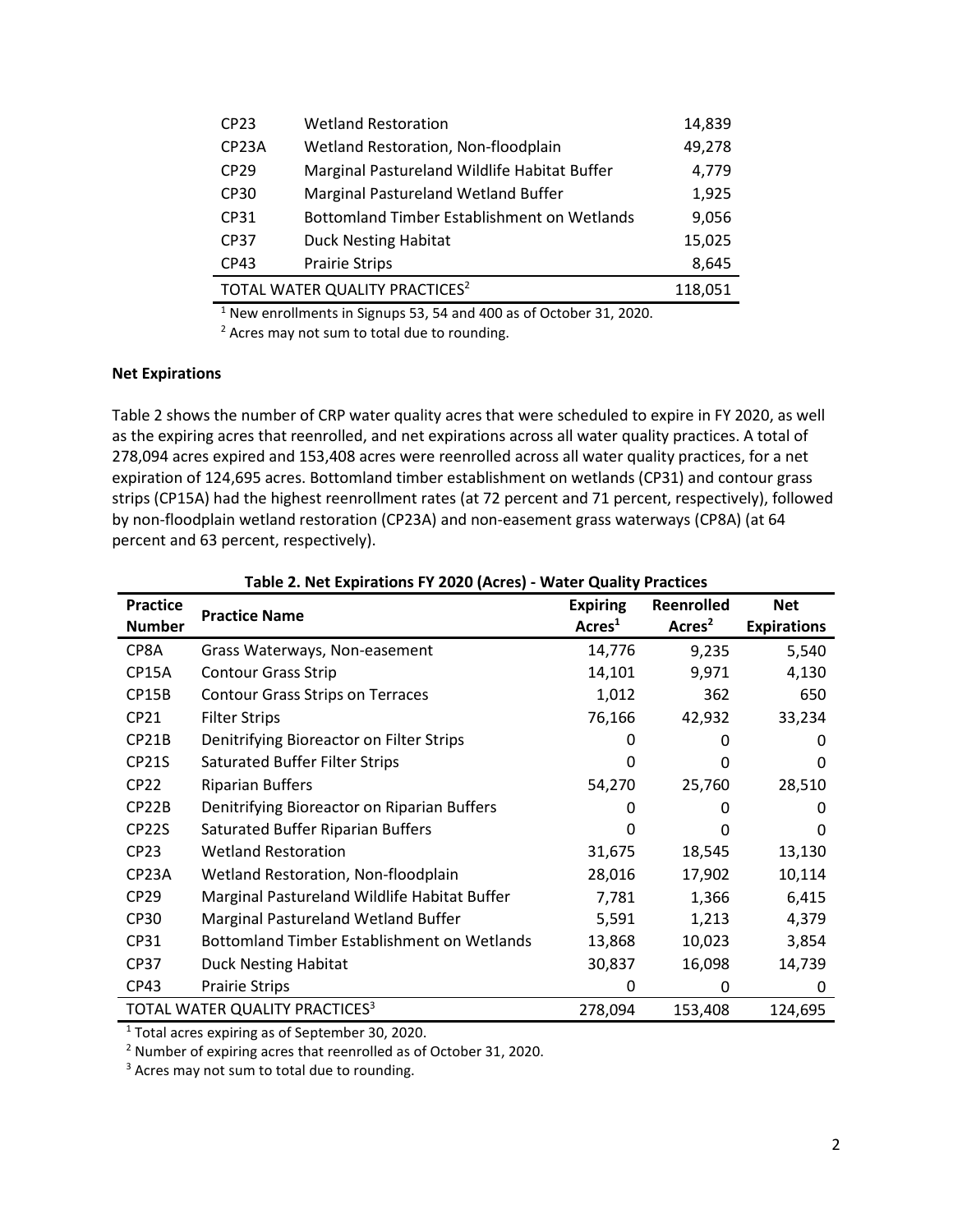| | | |
|---|---|---|
| CP23 | Wetland Restoration | 14,839 |
| CP23A | Wetland Restoration, Non-floodplain | 49,278 |
| CP29 | Marginal Pastureland Wildlife Habitat Buffer | 4,779 |
| CP30 | Marginal Pastureland Wetland Buffer | 1,925 |
| CP31 | Bottomland Timber Establishment on Wetlands | 9,056 |
| CP37 | Duck Nesting Habitat | 15,025 |
| CP43 | Prairie Strips | 8,645 |
| TOTAL WATER QUALITY PRACTICES[2] | | 118,051 |

[1] New enrollments in Signups 53, 54 and 400 as of October 31, 2020.

[2] Acres may not sum to total due to rounding.

**Net Expirations**

Table 2 shows the number of CRP water quality acres that were scheduled to expire in FY 2020, as well as the expiring acres that reenrolled, and net expirations across all water quality practices. A total of 278,094 acres expired and 153,408 acres were reenrolled across all water quality practices, for a net expiration of 124,695 acres. Bottomland timber establishment on wetlands (CP31) and contour grass strips (CP15A) had the highest reenrollment rates (at 72 percent and 71 percent, respectively), followed by non-floodplain wetland restoration (CP23A) and non-easement grass waterways (CP8A) (at 64 percent and 63 percent, respectively).

**Table 2. Net Expirations FY 2020 (Acres) - Water Quality Practices**

| Practice Number | Practice Name | Expiring Acres[1] | Reenrolled Acres[2] | Net Expirations |
|---|---|---|---|---|
| CP8A | Grass Waterways, Non-easement | 14,776 | 9,235 | 5,540 |
| CP15A | Contour Grass Strip | 14,101 | 9,971 | 4,130 |
| CP15B | Contour Grass Strips on Terraces | 1,012 | 362 | 650 |
| CP21 | Filter Strips | 76,166 | 42,932 | 33,234 |
| CP21B | Denitrifying Bioreactor on Filter Strips | 0 | 0 | 0 |
| CP21S | Saturated Buffer Filter Strips | 0 | 0 | 0 |
| CP22 | Riparian Buffers | 54,270 | 25,760 | 28,510 |
| CP22B | Denitrifying Bioreactor on Riparian Buffers | 0 | 0 | 0 |
| CP22S | Saturated Buffer Riparian Buffers | 0 | 0 | 0 |
| CP23 | Wetland Restoration | 31,675 | 18,545 | 13,130 |
| CP23A | Wetland Restoration, Non-floodplain | 28,016 | 17,902 | 10,114 |
| CP29 | Marginal Pastureland Wildlife Habitat Buffer | 7,781 | 1,366 | 6,415 |
| CP30 | Marginal Pastureland Wetland Buffer | 5,591 | 1,213 | 4,379 |
| CP31 | Bottomland Timber Establishment on Wetlands | 13,868 | 10,023 | 3,854 |
| CP37 | Duck Nesting Habitat | 30,837 | 16,098 | 14,739 |
| CP43 | Prairie Strips | 0 | 0 | 0 |
| TOTAL WATER QUALITY PRACTICES[3] | | 278,094 | 153,408 | 124,695 |

[1] Total acres expiring as of September 30, 2020.

[2] Number of expiring acres that reenrolled as of October 31, 2020.

[3] Acres may not sum to total due to rounding.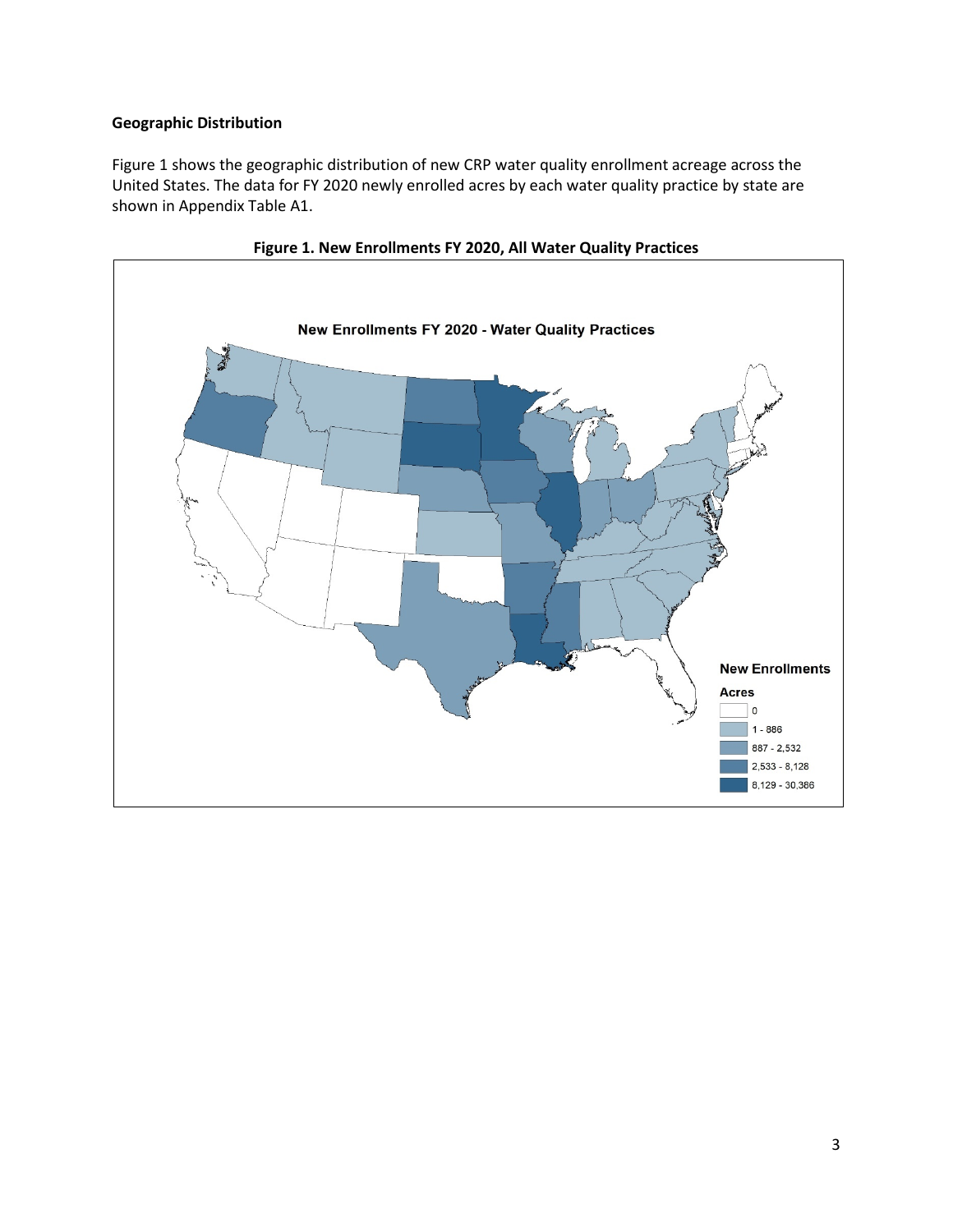**Geographic Distribution**

Figure 1 shows the geographic distribution of new CRP water quality enrollment acreage across the United States. The data for FY 2020 newly enrolled acres by each water quality practice by state are shown in Appendix Table A1.

**Figure 1. New Enrollments FY 2020, All Water Quality Practices**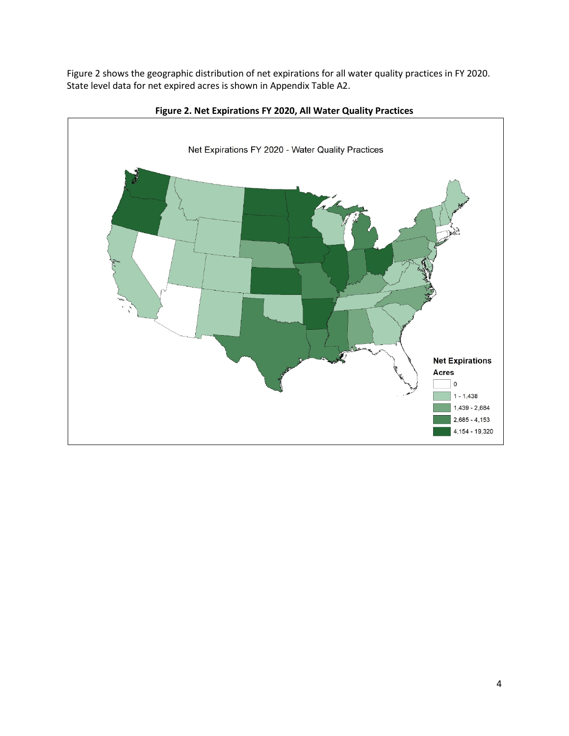Figure 2 shows the geographic distribution of net expirations for all water quality practices in FY 2020. State level data for net expired acres is shown in Appendix Table A2.

**Figure 2. Net Expirations FY 2020, All Water Quality Practices**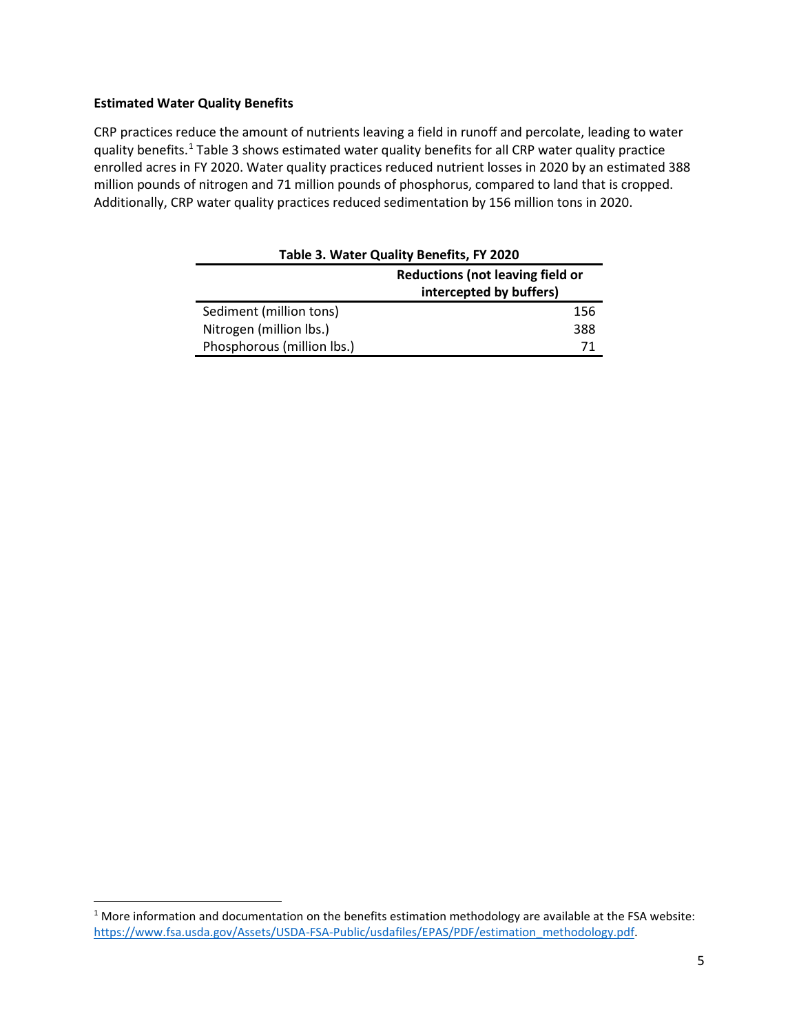**Estimated Water Quality Benefits**

CRP practices reduce the amount of nutrients leaving a field in runoff and percolate, leading to water quality benefits.[1] Table 3 shows estimated water quality benefits for all CRP water quality practice enrolled acres in FY 2020. Water quality practices reduced nutrient losses in 2020 by an estimated 388 million pounds of nitrogen and 71 million pounds of phosphorus, compared to land that is cropped. Additionally, CRP water quality practices reduced sedimentation by 156 million tons in 2020.

**Table 3. Water Quality Benefits, FY 2020**

| | Reductions (not leaving field or intercepted by buffers) |
|---|---:|
| Sediment (million tons) | 156 |
| Nitrogen (million lbs.) | 388 |
| Phosphorous (million lbs.) | 71 |

[1] More information and documentation on the benefits estimation methodology are available at the FSA website: https://www.fsa.usda.gov/Assets/USDA-FSA-Public/usdafiles/EPAS/PDF/estimation_methodology.pdf.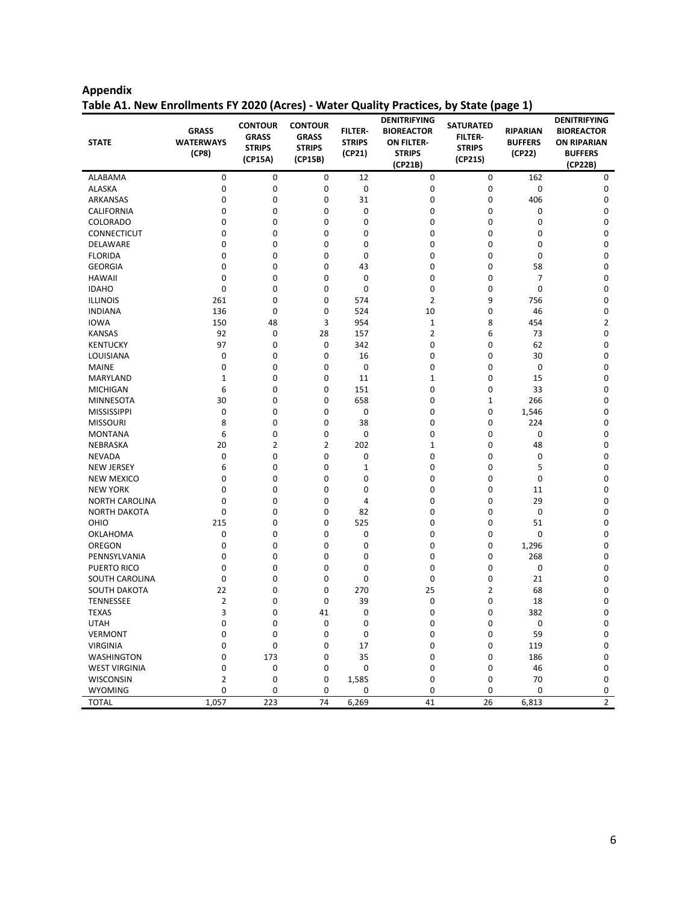## Appendix

### Table A1. New Enrollments FY 2020 (Acres) - Water Quality Practices, by State (page 1)

| STATE | GRASS WATERWAYS (CP8) | CONTOUR GRASS STRIPS (CP15A) | CONTOUR GRASS STRIPS (CP15B) | FILTER-STRIPS (CP21) | DENITRIFYING BIOREACTOR ON FILTER-STRIPS (CP21B) | SATURATED FILTER-STRIPS (CP21S) | RIPARIAN BUFFERS (CP22) | DENITRIFYING BIOREACTOR ON RIPARIAN BUFFERS (CP22B) |
|---|---|---|---|---|---|---|---|---|
| ALABAMA | 0 | 0 | 0 | 12 | 0 | 0 | 162 | 0 |
| ALASKA | 0 | 0 | 0 | 0 | 0 | 0 | 0 | 0 |
| ARKANSAS | 0 | 0 | 0 | 31 | 0 | 0 | 406 | 0 |
| CALIFORNIA | 0 | 0 | 0 | 0 | 0 | 0 | 0 | 0 |
| COLORADO | 0 | 0 | 0 | 0 | 0 | 0 | 0 | 0 |
| CONNECTICUT | 0 | 0 | 0 | 0 | 0 | 0 | 0 | 0 |
| DELAWARE | 0 | 0 | 0 | 0 | 0 | 0 | 0 | 0 |
| FLORIDA | 0 | 0 | 0 | 0 | 0 | 0 | 0 | 0 |
| GEORGIA | 0 | 0 | 0 | 43 | 0 | 0 | 58 | 0 |
| HAWAII | 0 | 0 | 0 | 0 | 0 | 0 | 7 | 0 |
| IDAHO | 0 | 0 | 0 | 0 | 0 | 0 | 0 | 0 |
| ILLINOIS | 261 | 0 | 0 | 574 | 2 | 9 | 756 | 0 |
| INDIANA | 136 | 0 | 0 | 524 | 10 | 0 | 46 | 0 |
| IOWA | 150 | 48 | 3 | 954 | 1 | 8 | 454 | 2 |
| KANSAS | 92 | 0 | 28 | 157 | 2 | 6 | 73 | 0 |
| KENTUCKY | 97 | 0 | 0 | 342 | 0 | 0 | 62 | 0 |
| LOUISIANA | 0 | 0 | 0 | 16 | 0 | 0 | 30 | 0 |
| MAINE | 0 | 0 | 0 | 0 | 0 | 0 | 0 | 0 |
| MARYLAND | 1 | 0 | 0 | 11 | 1 | 0 | 15 | 0 |
| MICHIGAN | 6 | 0 | 0 | 151 | 0 | 0 | 33 | 0 |
| MINNESOTA | 30 | 0 | 0 | 658 | 0 | 1 | 266 | 0 |
| MISSISSIPPI | 0 | 0 | 0 | 0 | 0 | 0 | 1,546 | 0 |
| MISSOURI | 8 | 0 | 0 | 38 | 0 | 0 | 224 | 0 |
| MONTANA | 6 | 0 | 0 | 0 | 0 | 0 | 0 | 0 |
| NEBRASKA | 20 | 2 | 2 | 202 | 1 | 0 | 48 | 0 |
| NEVADA | 0 | 0 | 0 | 0 | 0 | 0 | 0 | 0 |
| NEW JERSEY | 6 | 0 | 0 | 1 | 0 | 0 | 5 | 0 |
| NEW MEXICO | 0 | 0 | 0 | 0 | 0 | 0 | 0 | 0 |
| NEW YORK | 0 | 0 | 0 | 0 | 0 | 0 | 11 | 0 |
| NORTH CAROLINA | 0 | 0 | 0 | 4 | 0 | 0 | 29 | 0 |
| NORTH DAKOTA | 0 | 0 | 0 | 82 | 0 | 0 | 0 | 0 |
| OHIO | 215 | 0 | 0 | 525 | 0 | 0 | 51 | 0 |
| OKLAHOMA | 0 | 0 | 0 | 0 | 0 | 0 | 0 | 0 |
| OREGON | 0 | 0 | 0 | 0 | 0 | 0 | 1,296 | 0 |
| PENNSYLVANIA | 0 | 0 | 0 | 0 | 0 | 0 | 268 | 0 |
| PUERTO RICO | 0 | 0 | 0 | 0 | 0 | 0 | 0 | 0 |
| SOUTH CAROLINA | 0 | 0 | 0 | 0 | 0 | 0 | 21 | 0 |
| SOUTH DAKOTA | 22 | 0 | 0 | 270 | 25 | 2 | 68 | 0 |
| TENNESSEE | 2 | 0 | 0 | 39 | 0 | 0 | 18 | 0 |
| TEXAS | 3 | 0 | 41 | 0 | 0 | 0 | 382 | 0 |
| UTAH | 0 | 0 | 0 | 0 | 0 | 0 | 0 | 0 |
| VERMONT | 0 | 0 | 0 | 0 | 0 | 0 | 59 | 0 |
| VIRGINIA | 0 | 0 | 0 | 17 | 0 | 0 | 119 | 0 |
| WASHINGTON | 0 | 173 | 0 | 35 | 0 | 0 | 186 | 0 |
| WEST VIRGINIA | 0 | 0 | 0 | 0 | 0 | 0 | 46 | 0 |
| WISCONSIN | 2 | 0 | 0 | 1,585 | 0 | 0 | 70 | 0 |
| WYOMING | 0 | 0 | 0 | 0 | 0 | 0 | 0 | 0 |
| TOTAL | 1,057 | 223 | 74 | 6,269 | 41 | 26 | 6,813 | 2 |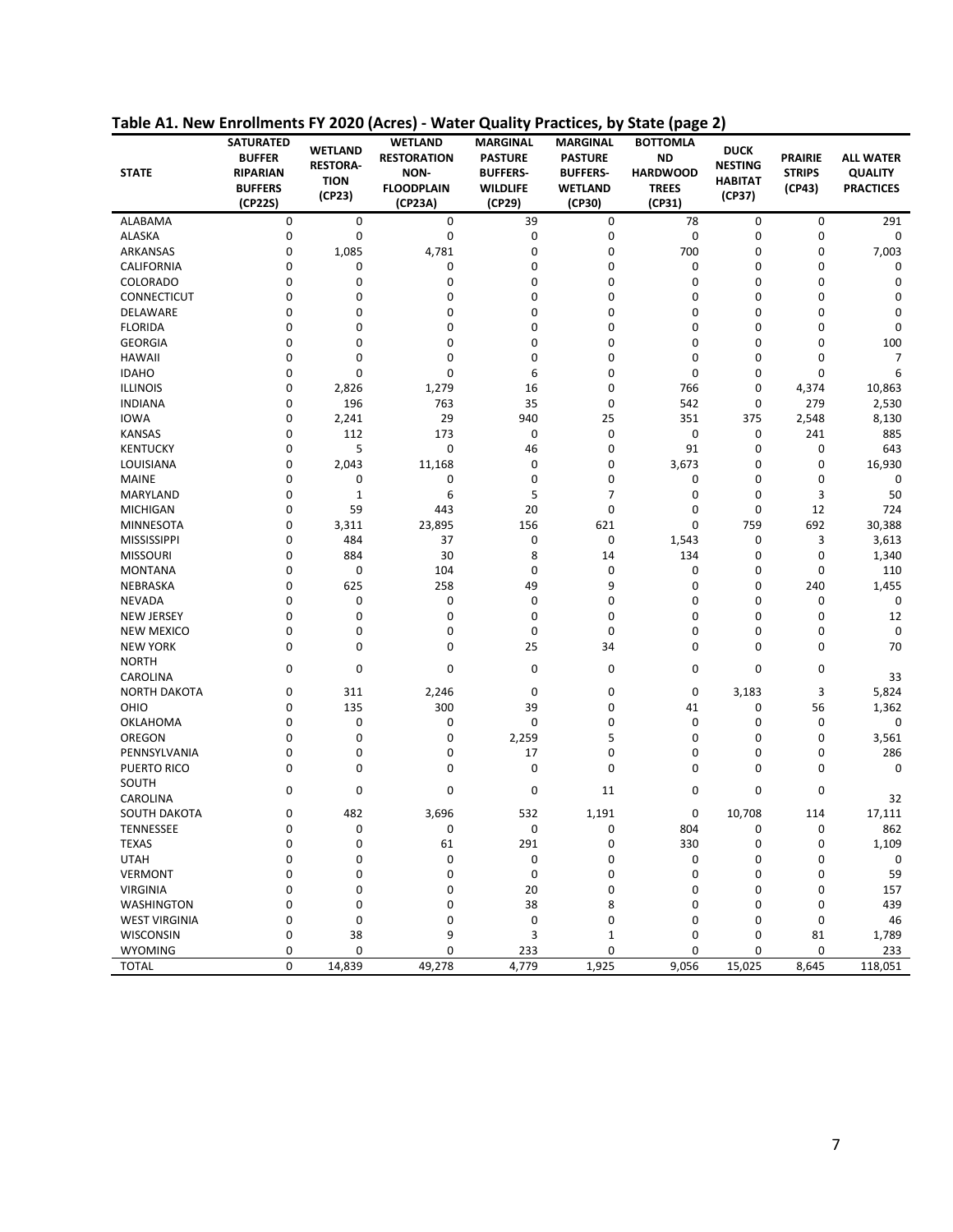**Table A1. New Enrollments FY 2020 (Acres) - Water Quality Practices, by State (page 2)**

| STATE | SATURATED BUFFER RIPARIAN BUFFERS (CP22S) | WETLAND RESTORA-TION (CP23) | WETLAND RESTORATION NON-FLOODPLAIN (CP23A) | MARGINAL PASTURE BUFFERS-WILDLIFE (CP29) | MARGINAL PASTURE BUFFERS-WETLAND (CP30) | BOTTOMLAND HARDWOOD TREES (CP31) | DUCK NESTING HABITAT (CP37) | PRAIRIE STRIPS (CP43) | ALL WATER QUALITY PRACTICES |
|---|---|---|---|---|---|---|---|---|---|
| ALABAMA | 0 | 0 | 0 | 39 | 0 | 78 | 0 | 0 | 291 |
| ALASKA | 0 | 0 | 0 | 0 | 0 | 0 | 0 | 0 | 0 |
| ARKANSAS | 0 | 1,085 | 4,781 | 0 | 0 | 700 | 0 | 0 | 7,003 |
| CALIFORNIA | 0 | 0 | 0 | 0 | 0 | 0 | 0 | 0 | 0 |
| COLORADO | 0 | 0 | 0 | 0 | 0 | 0 | 0 | 0 | 0 |
| CONNECTICUT | 0 | 0 | 0 | 0 | 0 | 0 | 0 | 0 | 0 |
| DELAWARE | 0 | 0 | 0 | 0 | 0 | 0 | 0 | 0 | 0 |
| FLORIDA | 0 | 0 | 0 | 0 | 0 | 0 | 0 | 0 | 0 |
| GEORGIA | 0 | 0 | 0 | 0 | 0 | 0 | 0 | 0 | 100 |
| HAWAII | 0 | 0 | 0 | 0 | 0 | 0 | 0 | 0 | 7 |
| IDAHO | 0 | 0 | 0 | 6 | 0 | 0 | 0 | 0 | 6 |
| ILLINOIS | 0 | 2,826 | 1,279 | 16 | 0 | 766 | 0 | 4,374 | 10,863 |
| INDIANA | 0 | 196 | 763 | 35 | 0 | 542 | 0 | 279 | 2,530 |
| IOWA | 0 | 2,241 | 29 | 940 | 25 | 351 | 375 | 2,548 | 8,130 |
| KANSAS | 0 | 112 | 173 | 0 | 0 | 0 | 0 | 241 | 885 |
| KENTUCKY | 0 | 5 | 0 | 46 | 0 | 91 | 0 | 0 | 643 |
| LOUISIANA | 0 | 2,043 | 11,168 | 0 | 0 | 3,673 | 0 | 0 | 16,930 |
| MAINE | 0 | 0 | 0 | 0 | 0 | 0 | 0 | 0 | 0 |
| MARYLAND | 0 | 1 | 6 | 5 | 7 | 0 | 0 | 3 | 50 |
| MICHIGAN | 0 | 59 | 443 | 20 | 0 | 0 | 0 | 12 | 724 |
| MINNESOTA | 0 | 3,311 | 23,895 | 156 | 621 | 0 | 759 | 692 | 30,388 |
| MISSISSIPPI | 0 | 484 | 37 | 0 | 0 | 1,543 | 0 | 3 | 3,613 |
| MISSOURI | 0 | 884 | 30 | 8 | 14 | 134 | 0 | 0 | 1,340 |
| MONTANA | 0 | 0 | 104 | 0 | 0 | 0 | 0 | 0 | 110 |
| NEBRASKA | 0 | 625 | 258 | 49 | 9 | 0 | 0 | 240 | 1,455 |
| NEVADA | 0 | 0 | 0 | 0 | 0 | 0 | 0 | 0 | 0 |
| NEW JERSEY | 0 | 0 | 0 | 0 | 0 | 0 | 0 | 0 | 12 |
| NEW MEXICO | 0 | 0 | 0 | 0 | 0 | 0 | 0 | 0 | 0 |
| NEW YORK | 0 | 0 | 0 | 25 | 34 | 0 | 0 | 0 | 70 |
| NORTH CAROLINA | 0 | 0 | 0 | 0 | 0 | 0 | 0 | 0 | 33 |
| NORTH DAKOTA | 0 | 311 | 2,246 | 0 | 0 | 0 | 3,183 | 3 | 5,824 |
| OHIO | 0 | 135 | 300 | 39 | 0 | 41 | 0 | 56 | 1,362 |
| OKLAHOMA | 0 | 0 | 0 | 0 | 0 | 0 | 0 | 0 | 0 |
| OREGON | 0 | 0 | 0 | 2,259 | 5 | 0 | 0 | 0 | 3,561 |
| PENNSYLVANIA | 0 | 0 | 0 | 17 | 0 | 0 | 0 | 0 | 286 |
| PUERTO RICO | 0 | 0 | 0 | 0 | 0 | 0 | 0 | 0 | 0 |
| SOUTH CAROLINA | 0 | 0 | 0 | 0 | 11 | 0 | 0 | 0 | 32 |
| SOUTH DAKOTA | 0 | 482 | 3,696 | 532 | 1,191 | 0 | 10,708 | 114 | 17,111 |
| TENNESSEE | 0 | 0 | 0 | 0 | 0 | 804 | 0 | 0 | 862 |
| TEXAS | 0 | 0 | 61 | 291 | 0 | 330 | 0 | 0 | 1,109 |
| UTAH | 0 | 0 | 0 | 0 | 0 | 0 | 0 | 0 | 0 |
| VERMONT | 0 | 0 | 0 | 0 | 0 | 0 | 0 | 0 | 59 |
| VIRGINIA | 0 | 0 | 0 | 20 | 0 | 0 | 0 | 0 | 157 |
| WASHINGTON | 0 | 0 | 0 | 38 | 8 | 0 | 0 | 0 | 439 |
| WEST VIRGINIA | 0 | 0 | 0 | 0 | 0 | 0 | 0 | 0 | 46 |
| WISCONSIN | 0 | 38 | 9 | 3 | 1 | 0 | 0 | 81 | 1,789 |
| WYOMING | 0 | 0 | 0 | 233 | 0 | 0 | 0 | 0 | 233 |
| TOTAL | 0 | 14,839 | 49,278 | 4,779 | 1,925 | 9,056 | 15,025 | 8,645 | 118,051 |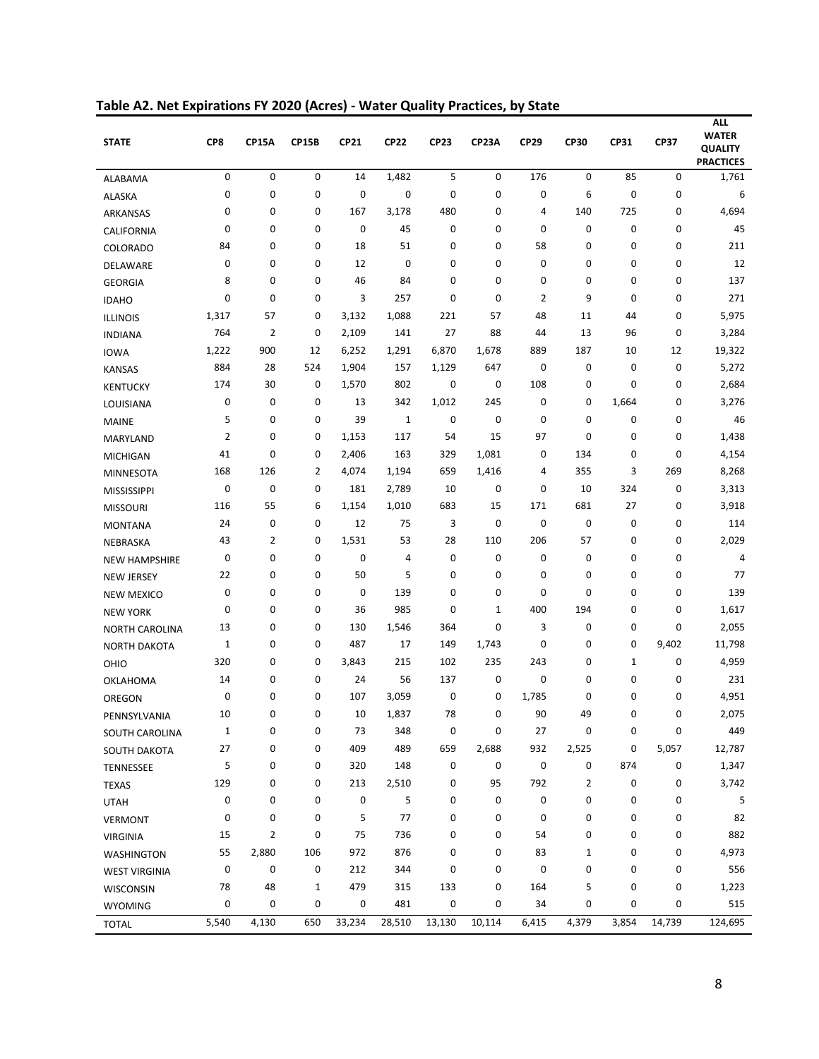## Table A2. Net Expirations FY 2020 (Acres) - Water Quality Practices, by State

| STATE | CP8 | CP15A | CP15B | CP21 | CP22 | CP23 | CP23A | CP29 | CP30 | CP31 | CP37 | ALL WATER QUALITY PRACTICES |
|---|---|---|---|---|---|---|---|---|---|---|---|---|
| ALABAMA | 0 | 0 | 0 | 14 | 1,482 | 5 | 0 | 176 | 0 | 85 | 0 | 1,761 |
| ALASKA | 0 | 0 | 0 | 0 | 0 | 0 | 0 | 0 | 6 | 0 | 0 | 6 |
| ARKANSAS | 0 | 0 | 0 | 167 | 3,178 | 480 | 0 | 4 | 140 | 725 | 0 | 4,694 |
| CALIFORNIA | 0 | 0 | 0 | 0 | 45 | 0 | 0 | 0 | 0 | 0 | 0 | 45 |
| COLORADO | 84 | 0 | 0 | 18 | 51 | 0 | 0 | 58 | 0 | 0 | 0 | 211 |
| DELAWARE | 0 | 0 | 0 | 12 | 0 | 0 | 0 | 0 | 0 | 0 | 0 | 12 |
| GEORGIA | 8 | 0 | 0 | 46 | 84 | 0 | 0 | 0 | 0 | 0 | 0 | 137 |
| IDAHO | 0 | 0 | 0 | 3 | 257 | 0 | 0 | 2 | 9 | 0 | 0 | 271 |
| ILLINOIS | 1,317 | 57 | 0 | 3,132 | 1,088 | 221 | 57 | 48 | 11 | 44 | 0 | 5,975 |
| INDIANA | 764 | 2 | 0 | 2,109 | 141 | 27 | 88 | 44 | 13 | 96 | 0 | 3,284 |
| IOWA | 1,222 | 900 | 12 | 6,252 | 1,291 | 6,870 | 1,678 | 889 | 187 | 10 | 12 | 19,322 |
| KANSAS | 884 | 28 | 524 | 1,904 | 157 | 1,129 | 647 | 0 | 0 | 0 | 0 | 5,272 |
| KENTUCKY | 174 | 30 | 0 | 1,570 | 802 | 0 | 0 | 108 | 0 | 0 | 0 | 2,684 |
| LOUISIANA | 0 | 0 | 0 | 13 | 342 | 1,012 | 245 | 0 | 0 | 1,664 | 0 | 3,276 |
| MAINE | 5 | 0 | 0 | 39 | 1 | 0 | 0 | 0 | 0 | 0 | 0 | 46 |
| MARYLAND | 2 | 0 | 0 | 1,153 | 117 | 54 | 15 | 97 | 0 | 0 | 0 | 1,438 |
| MICHIGAN | 41 | 0 | 0 | 2,406 | 163 | 329 | 1,081 | 0 | 134 | 0 | 0 | 4,154 |
| MINNESOTA | 168 | 126 | 2 | 4,074 | 1,194 | 659 | 1,416 | 4 | 355 | 3 | 269 | 8,268 |
| MISSISSIPPI | 0 | 0 | 0 | 181 | 2,789 | 10 | 0 | 0 | 10 | 324 | 0 | 3,313 |
| MISSOURI | 116 | 55 | 6 | 1,154 | 1,010 | 683 | 15 | 171 | 681 | 27 | 0 | 3,918 |
| MONTANA | 24 | 0 | 0 | 12 | 75 | 3 | 0 | 0 | 0 | 0 | 0 | 114 |
| NEBRASKA | 43 | 2 | 0 | 1,531 | 53 | 28 | 110 | 206 | 57 | 0 | 0 | 2,029 |
| NEW HAMPSHIRE | 0 | 0 | 0 | 0 | 4 | 0 | 0 | 0 | 0 | 0 | 0 | 4 |
| NEW JERSEY | 22 | 0 | 0 | 50 | 5 | 0 | 0 | 0 | 0 | 0 | 0 | 77 |
| NEW MEXICO | 0 | 0 | 0 | 0 | 139 | 0 | 0 | 0 | 0 | 0 | 0 | 139 |
| NEW YORK | 0 | 0 | 0 | 36 | 985 | 0 | 1 | 400 | 194 | 0 | 0 | 1,617 |
| NORTH CAROLINA | 13 | 0 | 0 | 130 | 1,546 | 364 | 0 | 3 | 0 | 0 | 0 | 2,055 |
| NORTH DAKOTA | 1 | 0 | 0 | 487 | 17 | 149 | 1,743 | 0 | 0 | 0 | 9,402 | 11,798 |
| OHIO | 320 | 0 | 0 | 3,843 | 215 | 102 | 235 | 243 | 0 | 1 | 0 | 4,959 |
| OKLAHOMA | 14 | 0 | 0 | 24 | 56 | 137 | 0 | 0 | 0 | 0 | 0 | 231 |
| OREGON | 0 | 0 | 0 | 107 | 3,059 | 0 | 0 | 1,785 | 0 | 0 | 0 | 4,951 |
| PENNSYLVANIA | 10 | 0 | 0 | 10 | 1,837 | 78 | 0 | 90 | 49 | 0 | 0 | 2,075 |
| SOUTH CAROLINA | 1 | 0 | 0 | 73 | 348 | 0 | 0 | 27 | 0 | 0 | 0 | 449 |
| SOUTH DAKOTA | 27 | 0 | 0 | 409 | 489 | 659 | 2,688 | 932 | 2,525 | 0 | 5,057 | 12,787 |
| TENNESSEE | 5 | 0 | 0 | 320 | 148 | 0 | 0 | 0 | 0 | 874 | 0 | 1,347 |
| TEXAS | 129 | 0 | 0 | 213 | 2,510 | 0 | 95 | 792 | 2 | 0 | 0 | 3,742 |
| UTAH | 0 | 0 | 0 | 0 | 5 | 0 | 0 | 0 | 0 | 0 | 0 | 5 |
| VERMONT | 0 | 0 | 0 | 5 | 77 | 0 | 0 | 0 | 0 | 0 | 0 | 82 |
| VIRGINIA | 15 | 2 | 0 | 75 | 736 | 0 | 0 | 54 | 0 | 0 | 0 | 882 |
| WASHINGTON | 55 | 2,880 | 106 | 972 | 876 | 0 | 0 | 83 | 1 | 0 | 0 | 4,973 |
| WEST VIRGINIA | 0 | 0 | 0 | 212 | 344 | 0 | 0 | 0 | 0 | 0 | 0 | 556 |
| WISCONSIN | 78 | 48 | 1 | 479 | 315 | 133 | 0 | 164 | 5 | 0 | 0 | 1,223 |
| WYOMING | 0 | 0 | 0 | 0 | 481 | 0 | 0 | 34 | 0 | 0 | 0 | 515 |
| TOTAL | 5,540 | 4,130 | 650 | 33,234 | 28,510 | 13,130 | 10,114 | 6,415 | 4,379 | 3,854 | 14,739 | 124,695 |